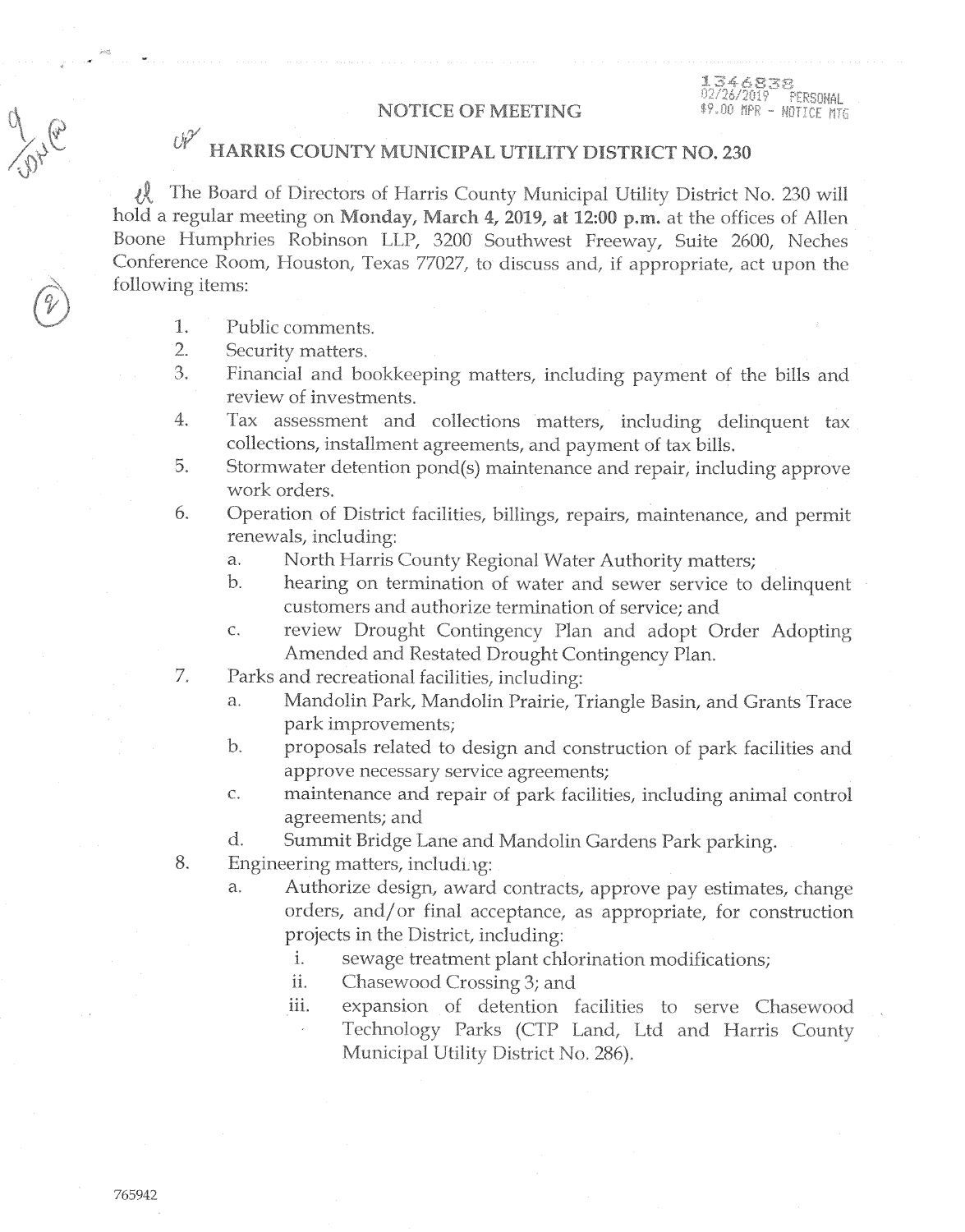# NOTICE OF MEETING

## HARRIS COUNTY MUNICIPAL UTILITY DISTRICT NO. 230

The Board of Directors of Harris County Municipal Utility District No. 230 will hold a regular meeting on **Monday, March 4, 2019, at 12:00 p.m.** at the offices of Allen Boone Humphries Robinson LLP, 3200 Southwest Freeway, Suite 2600, Neches Conference Room, Houston, Texas 77027, to discuss and, if appropriate, act upon the following items:

1. Public comments.
2. Security matters.
3. Financial and bookkeeping matters, including payment of the bills and review of investments.
4. Tax assessment and collections matters, including delinquent tax collections, installment agreements, and payment of tax bills.
5. Stormwater detention pond(s) maintenance and repair, including approve work orders.
6. Operation of District facilities, billings, repairs, maintenance, and permit renewals, including:
   a. North Harris County Regional Water Authority matters;
   b. hearing on termination of water and sewer service to delinquent customers and authorize termination of service; and
   c. review Drought Contingency Plan and adopt Order Adopting Amended and Restated Drought Contingency Plan.
7. Parks and recreational facilities, including:
   a. Mandolin Park, Mandolin Prairie, Triangle Basin, and Grants Trace park improvements;
   b. proposals related to design and construction of park facilities and approve necessary service agreements;
   c. maintenance and repair of park facilities, including animal control agreements; and
   d. Summit Bridge Lane and Mandolin Gardens Park parking.
8. Engineering matters, including:
   a. Authorize design, award contracts, approve pay estimates, change orders, and/or final acceptance, as appropriate, for construction projects in the District, including:
      i. sewage treatment plant chlorination modifications;
      ii. Chasewood Crossing 3; and
      iii. expansion of detention facilities to serve Chasewood Technology Parks (CTP Land, Ltd and Harris County Municipal Utility District No. 286).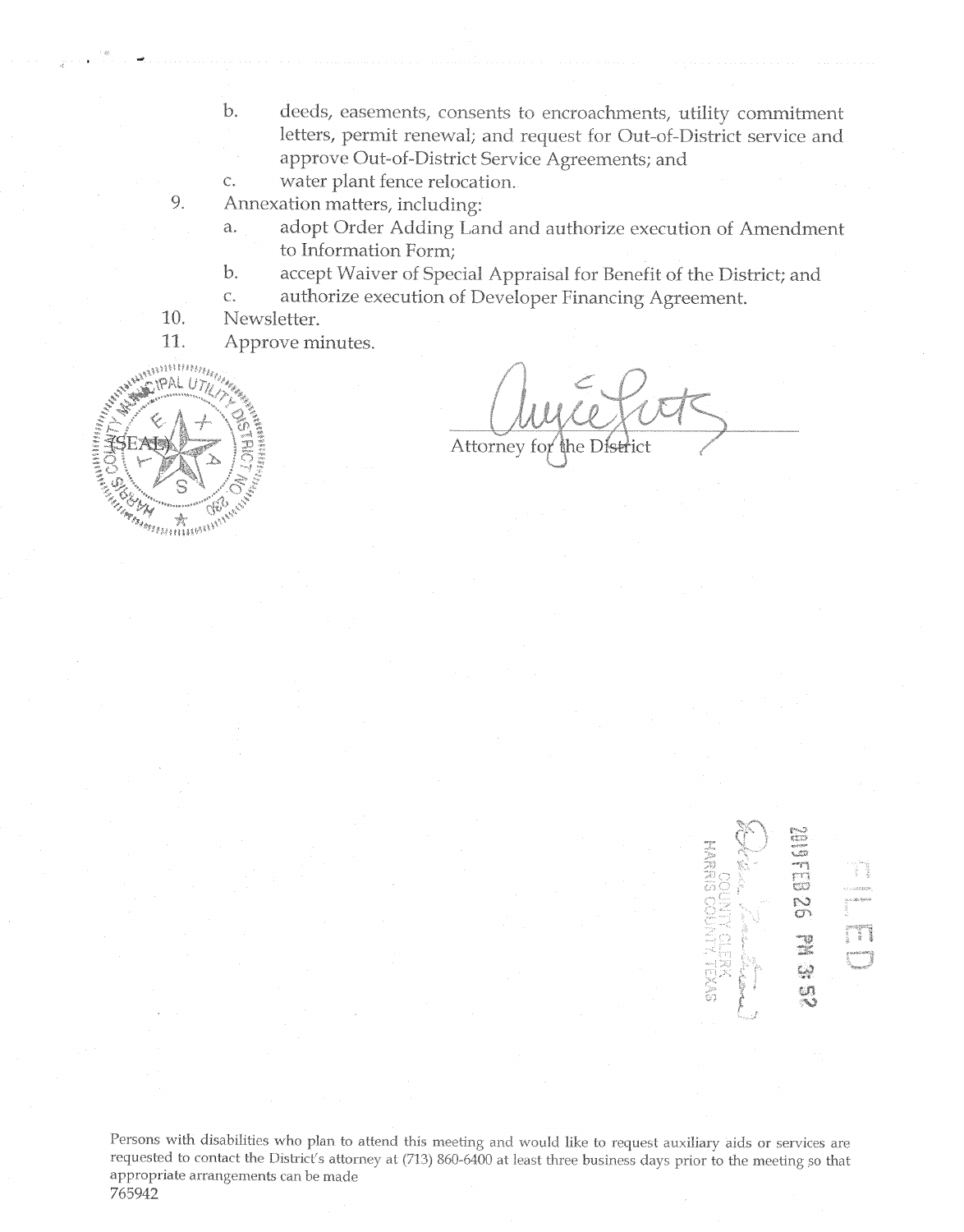b. deeds, easements, consents to encroachments, utility commitment letters, permit renewal; and request for Out-of-District service and approve Out-of-District Service Agreements; and

c. water plant fence relocation.

9. Annexation matters, including:
   a. adopt Order Adding Land and authorize execution of Amendment to Information Form;
   b. accept Waiver of Special Appraisal for Benefit of the District; and
   c. authorize execution of Developer Financing Agreement.
10. Newsletter.
11. Approve minutes.

(SEAL)

HARRIS COUNTY MUNICIPAL UTILITY DISTRICT NO. 230

TEXAS

Attorney for the District

FILED

2019 FEB 26 PM 3:52

COUNTY CLERK
HARRIS COUNTY, TEXAS

Persons with disabilities who plan to attend this meeting and would like to request auxiliary aids or services are requested to contact the District's attorney at (713) 860-6400 at least three business days prior to the meeting so that appropriate arrangements can be made

765942